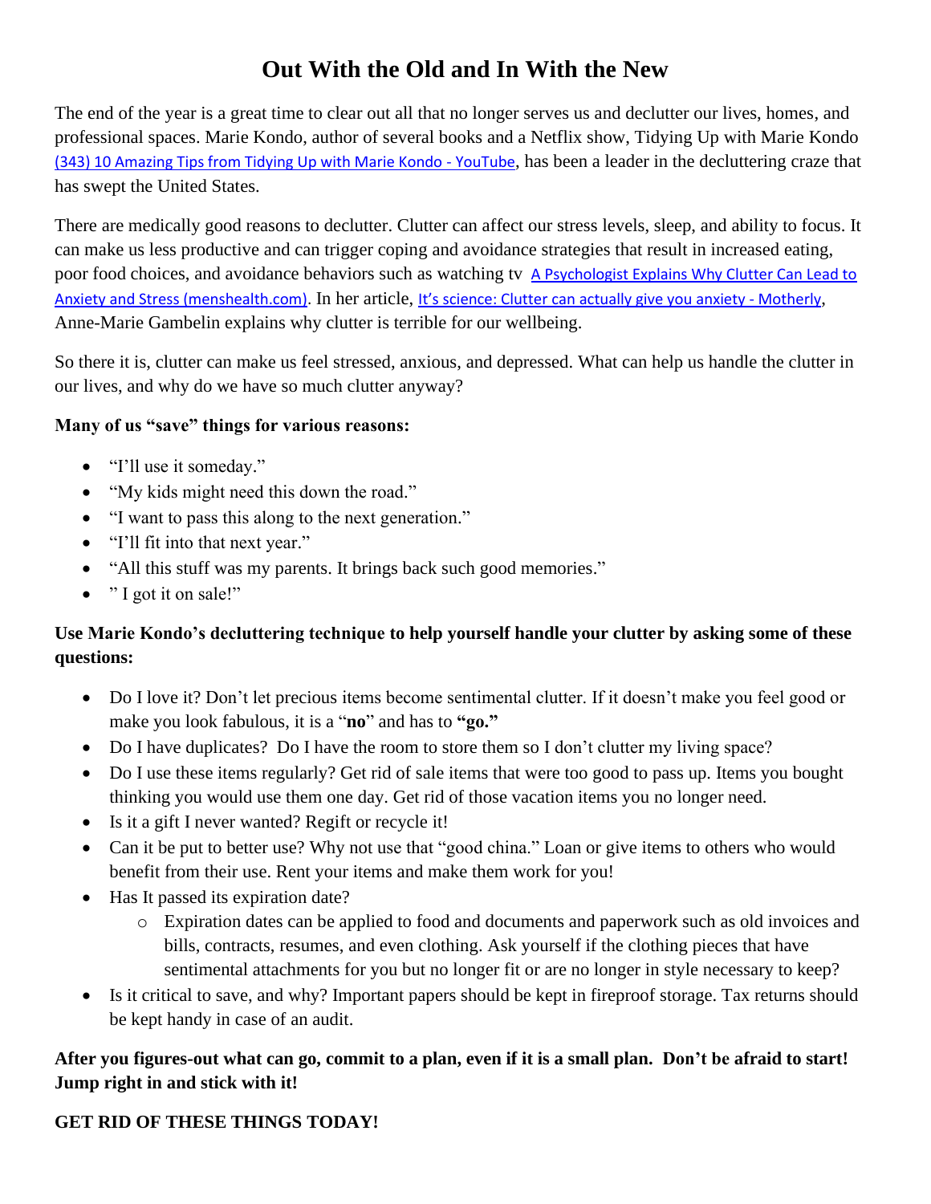# Out With the Old and In With the New

The end of the year is a great time to clear out all that no longer serves us and declutter our lives, homes, and professional spaces. Marie Kondo, author of several books and a Netflix show, Tidying Up with Marie Kondo (343) 10 Amazing Tips from Tidying Up with Marie Kondo - YouTube, has been a leader in the decluttering craze that has swept the United States.

There are medically good reasons to declutter. Clutter can affect our stress levels, sleep, and ability to focus. It can make us less productive and can trigger coping and avoidance strategies that result in increased eating, poor food choices, and avoidance behaviors such as watching tv A Psychologist Explains Why Clutter Can Lead to Anxiety and Stress (menshealth.com). In her article, It's science: Clutter can actually give you anxiety - Motherly, Anne-Marie Gambelin explains why clutter is terrible for our wellbeing.

So there it is, clutter can make us feel stressed, anxious, and depressed. What can help us handle the clutter in our lives, and why do we have so much clutter anyway?

**Many of us "save" things for various reasons:**

- "I'll use it someday."
- "My kids might need this down the road."
- "I want to pass this along to the next generation."
- "I'll fit into that next year."
- "All this stuff was my parents. It brings back such good memories."
- " I got it on sale!"

**Use Marie Kondo's decluttering technique to help yourself handle your clutter by asking some of these questions:**

- Do I love it? Don't let precious items become sentimental clutter. If it doesn't make you feel good or make you look fabulous, it is a "**no**" and has to **"go."**
- Do I have duplicates? Do I have the room to store them so I don't clutter my living space?
- Do I use these items regularly? Get rid of sale items that were too good to pass up. Items you bought thinking you would use them one day. Get rid of those vacation items you no longer need.
- Is it a gift I never wanted? Regift or recycle it!
- Can it be put to better use? Why not use that "good china." Loan or give items to others who would benefit from their use. Rent your items and make them work for you!
- Has It passed its expiration date?
  - Expiration dates can be applied to food and documents and paperwork such as old invoices and bills, contracts, resumes, and even clothing. Ask yourself if the clothing pieces that have sentimental attachments for you but no longer fit or are no longer in style necessary to keep?
- Is it critical to save, and why? Important papers should be kept in fireproof storage. Tax returns should be kept handy in case of an audit.

**After you figures-out what can go, commit to a plan, even if it is a small plan. Don't be afraid to start! Jump right in and stick with it!**

**GET RID OF THESE THINGS TODAY!**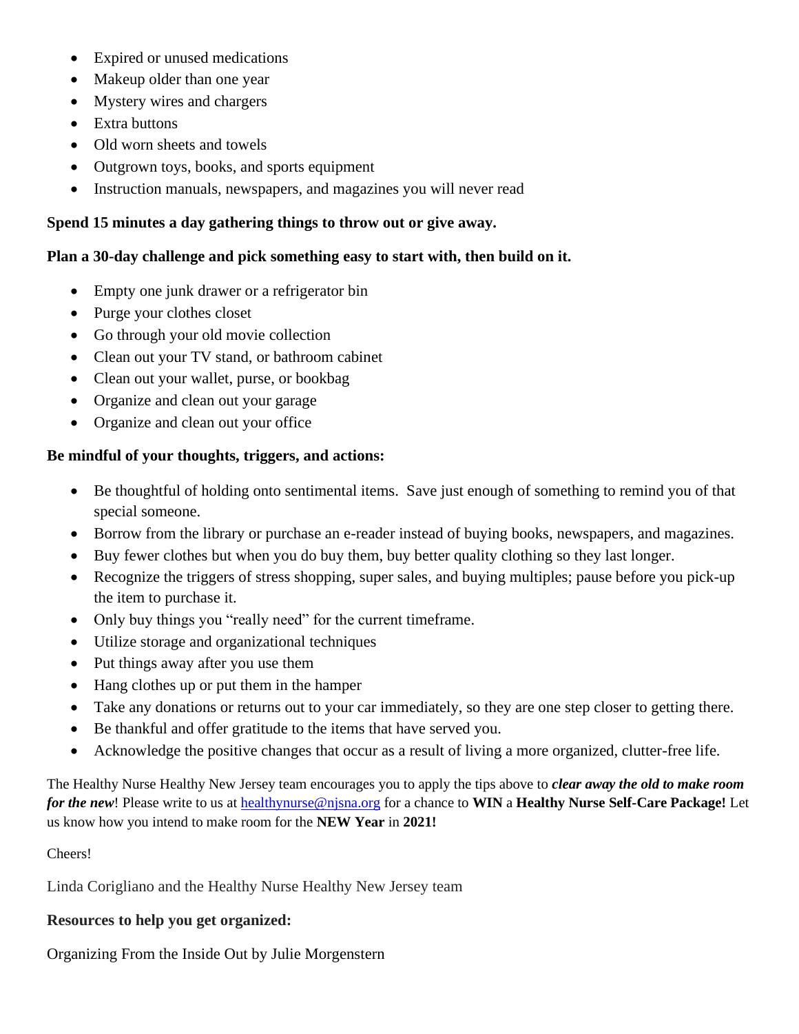- Expired or unused medications
- Makeup older than one year
- Mystery wires and chargers
- Extra buttons
- Old worn sheets and towels
- Outgrown toys, books, and sports equipment
- Instruction manuals, newspapers, and magazines you will never read

**Spend 15 minutes a day gathering things to throw out or give away.**

**Plan a 30-day challenge and pick something easy to start with, then build on it.**

- Empty one junk drawer or a refrigerator bin
- Purge your clothes closet
- Go through your old movie collection
- Clean out your TV stand, or bathroom cabinet
- Clean out your wallet, purse, or bookbag
- Organize and clean out your garage
- Organize and clean out your office

**Be mindful of your thoughts, triggers, and actions:**

- Be thoughtful of holding onto sentimental items. Save just enough of something to remind you of that special someone.
- Borrow from the library or purchase an e-reader instead of buying books, newspapers, and magazines.
- Buy fewer clothes but when you do buy them, buy better quality clothing so they last longer.
- Recognize the triggers of stress shopping, super sales, and buying multiples; pause before you pick-up the item to purchase it.
- Only buy things you "really need" for the current timeframe.
- Utilize storage and organizational techniques
- Put things away after you use them
- Hang clothes up or put them in the hamper
- Take any donations or returns out to your car immediately, so they are one step closer to getting there.
- Be thankful and offer gratitude to the items that have served you.
- Acknowledge the positive changes that occur as a result of living a more organized, clutter-free life.

The Healthy Nurse Healthy New Jersey team encourages you to apply the tips above to ***clear away the old to make room for the new***! Please write to us at healthynurse@njsna.org for a chance to **WIN** a **Healthy Nurse Self-Care Package!** Let us know how you intend to make room for the **NEW Year** in **2021!**

Cheers!

Linda Corigliano and the Healthy Nurse Healthy New Jersey team

**Resources to help you get organized:**

Organizing From the Inside Out by Julie Morgenstern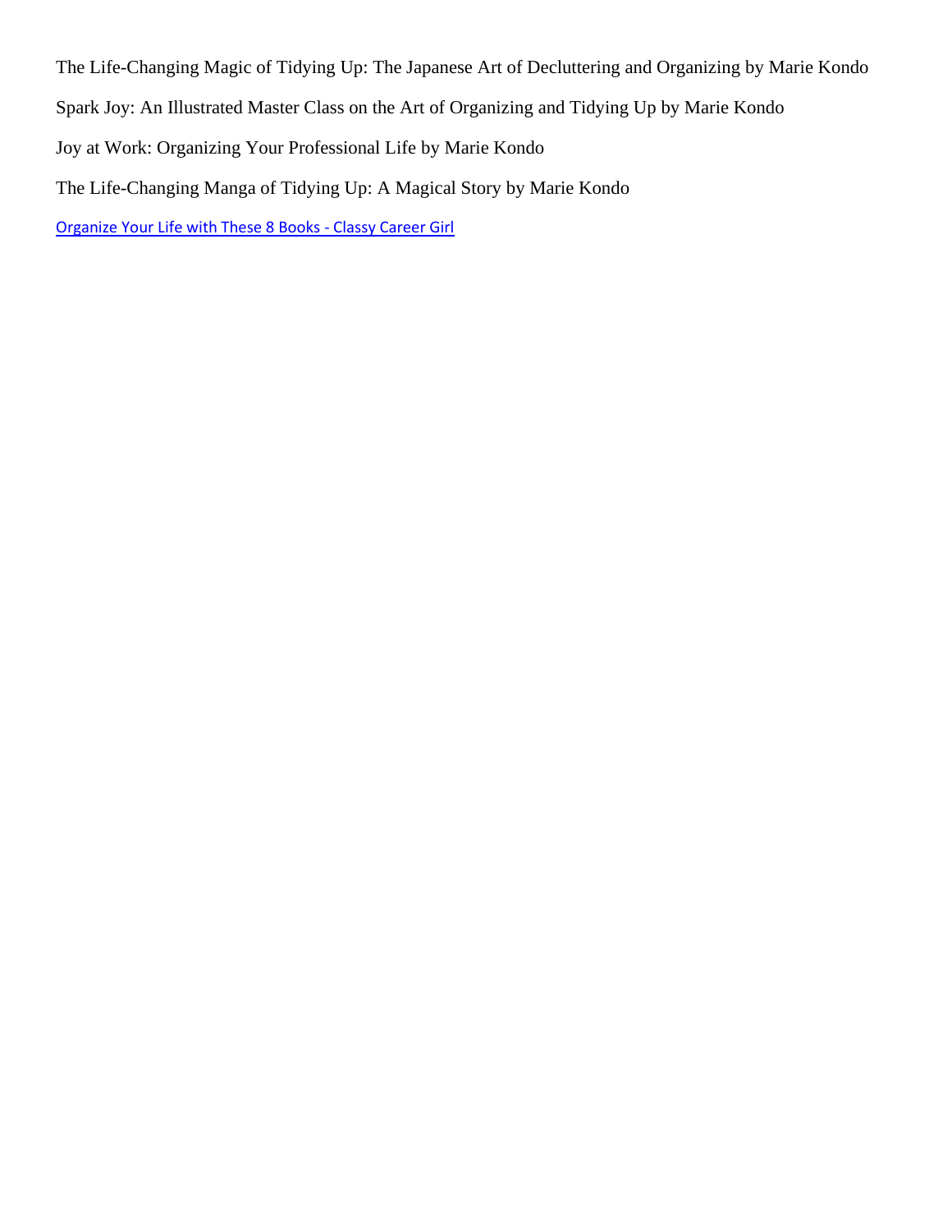The Life-Changing Magic of Tidying Up: The Japanese Art of Decluttering and Organizing by Marie Kondo

Spark Joy: An Illustrated Master Class on the Art of Organizing and Tidying Up by Marie Kondo

Joy at Work: Organizing Your Professional Life by Marie Kondo

The Life-Changing Manga of Tidying Up: A Magical Story by Marie Kondo

Organize Your Life with These 8 Books - Classy Career Girl